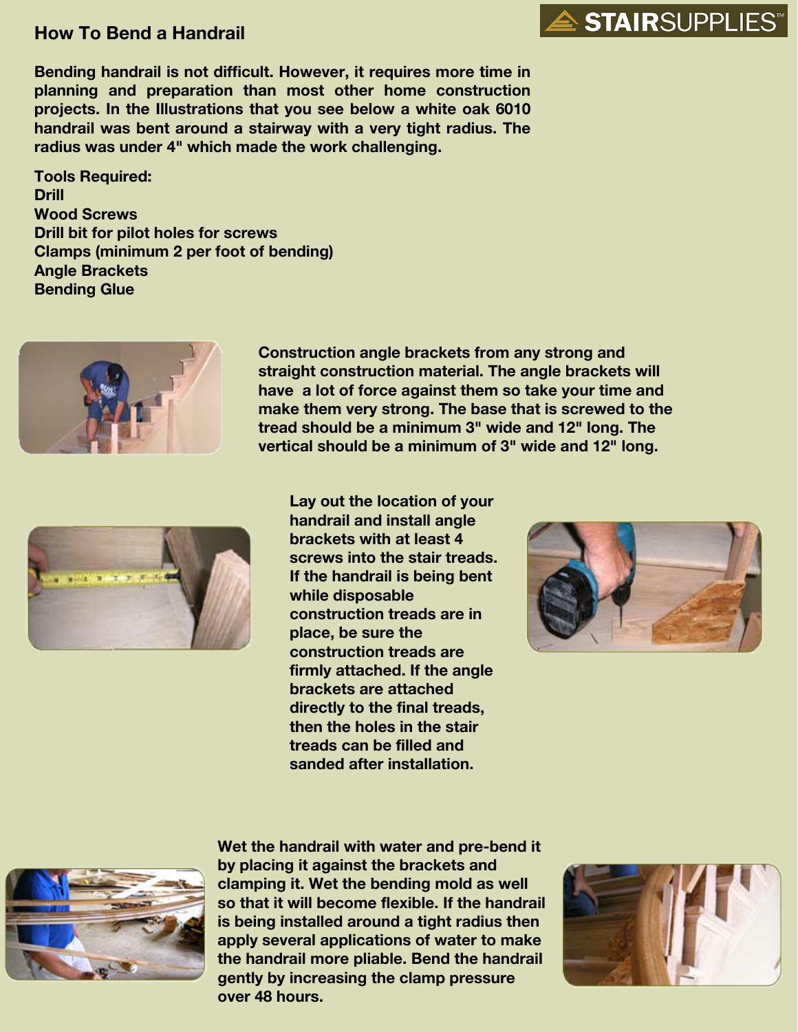# How To Bend a Handrail

**Bending handrail is not difficult. However, it requires more time in planning and preparation than most other home construction projects. In the Illustrations that you see below a white oak 6010 handrail was bent around a stairway with a very tight radius. The radius was under 4" which made the work challenging.**

**Tools Required:**
**Drill**
**Wood Screws**
**Drill bit for pilot holes for screws**
**Clamps (minimum 2 per foot of bending)**
**Angle Brackets**
**Bending Glue**

**Construction angle brackets from any strong and straight construction material. The angle brackets will have a lot of force against them so take your time and make them very strong. The base that is screwed to the tread should be a minimum 3" wide and 12" long. The vertical should be a minimum of 3" wide and 12" long.**

**Lay out the location of your handrail and install angle brackets with at least 4 screws into the stair treads. If the handrail is being bent while disposable construction treads are in place, be sure the construction treads are firmly attached. If the angle brackets are attached directly to the final treads, then the holes in the stair treads can be filled and sanded after installation.**

**Wet the handrail with water and pre-bend it by placing it against the brackets and clamping it. Wet the bending mold as well so that it will become flexible. If the handrail is being installed around a tight radius then apply several applications of water to make the handrail more pliable. Bend the handrail gently by increasing the clamp pressure over 48 hours.**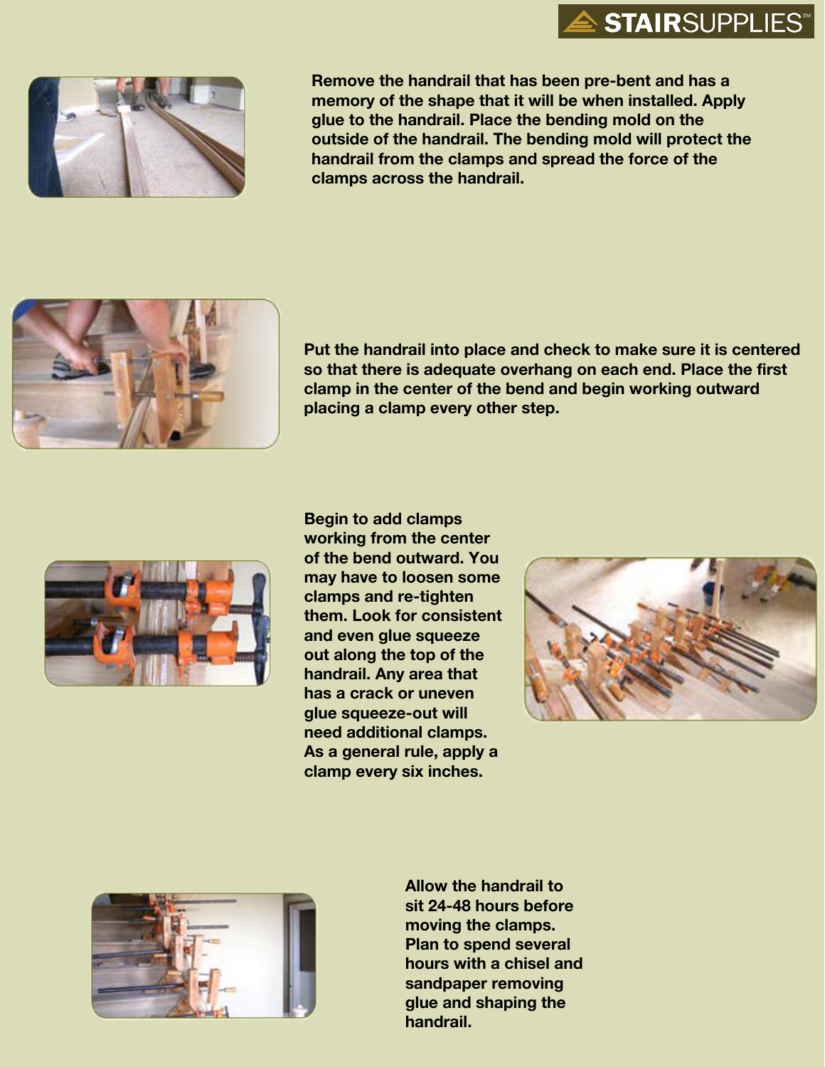Remove the handrail that has been pre-bent and has a memory of the shape that it will be when installed. Apply glue to the handrail. Place the bending mold on the outside of the handrail. The bending mold will protect the handrail from the clamps and spread the force of the clamps across the handrail.

Put the handrail into place and check to make sure it is centered so that there is adequate overhang on each end. Place the first clamp in the center of the bend and begin working outward placing a clamp every other step.

Begin to add clamps working from the center of the bend outward. You may have to loosen some clamps and re-tighten them. Look for consistent and even glue squeeze out along the top of the handrail. Any area that has a crack or uneven glue squeeze-out will need additional clamps. As a general rule, apply a clamp every six inches.

Allow the handrail to sit 24-48 hours before moving the clamps. Plan to spend several hours with a chisel and sandpaper removing glue and shaping the handrail.